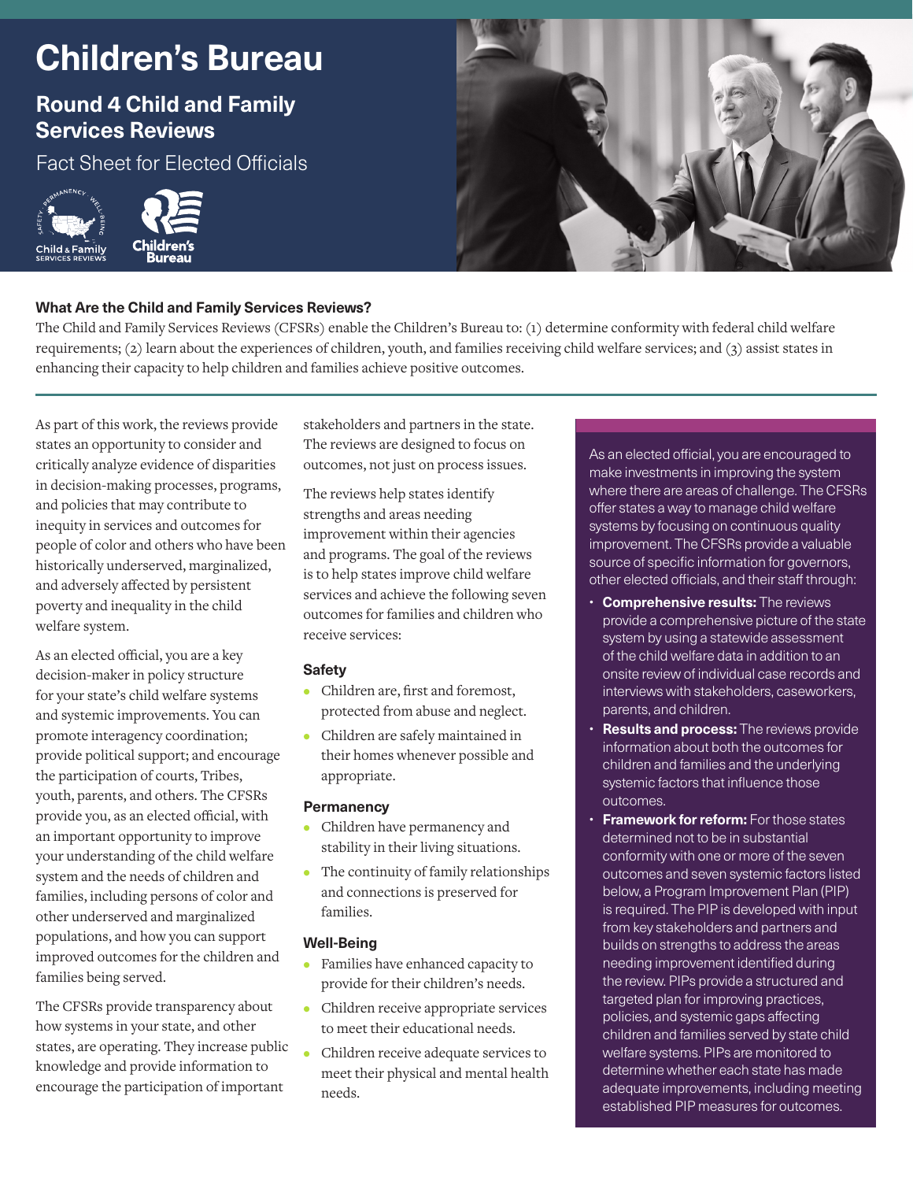# Children's Bureau

## Round 4 Child and Family Services Reviews

Fact Sheet for Elected Officials

### What Are the Child and Family Services Reviews?

The Child and Family Services Reviews (CFSRs) enable the Children's Bureau to: (1) determine conformity with federal child welfare requirements; (2) learn about the experiences of children, youth, and families receiving child welfare services; and (3) assist states in enhancing their capacity to help children and families achieve positive outcomes.

As part of this work, the reviews provide states an opportunity to consider and critically analyze evidence of disparities in decision-making processes, programs, and policies that may contribute to inequity in services and outcomes for people of color and others who have been historically underserved, marginalized, and adversely affected by persistent poverty and inequality in the child welfare system.

As an elected official, you are a key decision-maker in policy structure for your state's child welfare systems and systemic improvements. You can promote interagency coordination; provide political support; and encourage the participation of courts, Tribes, youth, parents, and others. The CFSRs provide you, as an elected official, with an important opportunity to improve your understanding of the child welfare system and the needs of children and families, including persons of color and other underserved and marginalized populations, and how you can support improved outcomes for the children and families being served.

The CFSRs provide transparency about how systems in your state, and other states, are operating. They increase public knowledge and provide information to encourage the participation of important stakeholders and partners in the state. The reviews are designed to focus on outcomes, not just on process issues.

The reviews help states identify strengths and areas needing improvement within their agencies and programs. The goal of the reviews is to help states improve child welfare services and achieve the following seven outcomes for families and children who receive services:

#### Safety

- Children are, first and foremost, protected from abuse and neglect.
- Children are safely maintained in their homes whenever possible and appropriate.

#### Permanency

- Children have permanency and stability in their living situations.
- The continuity of family relationships and connections is preserved for families.

#### Well-Being

- Families have enhanced capacity to provide for their children's needs.
- Children receive appropriate services to meet their educational needs.
- Children receive adequate services to meet their physical and mental health needs.

As an elected official, you are encouraged to make investments in improving the system where there are areas of challenge. The CFSRs offer states a way to manage child welfare systems by focusing on continuous quality improvement. The CFSRs provide a valuable source of specific information for governors, other elected officials, and their staff through:

- **Comprehensive results:** The reviews provide a comprehensive picture of the state system by using a statewide assessment of the child welfare data in addition to an onsite review of individual case records and interviews with stakeholders, caseworkers, parents, and children.
- **Results and process:** The reviews provide information about both the outcomes for children and families and the underlying systemic factors that influence those outcomes.
- **Framework for reform:** For those states determined not to be in substantial conformity with one or more of the seven outcomes and seven systemic factors listed below, a Program Improvement Plan (PIP) is required. The PIP is developed with input from key stakeholders and partners and builds on strengths to address the areas needing improvement identified during the review. PIPs provide a structured and targeted plan for improving practices, policies, and systemic gaps affecting children and families served by state child welfare systems. PIPs are monitored to determine whether each state has made adequate improvements, including meeting established PIP measures for outcomes.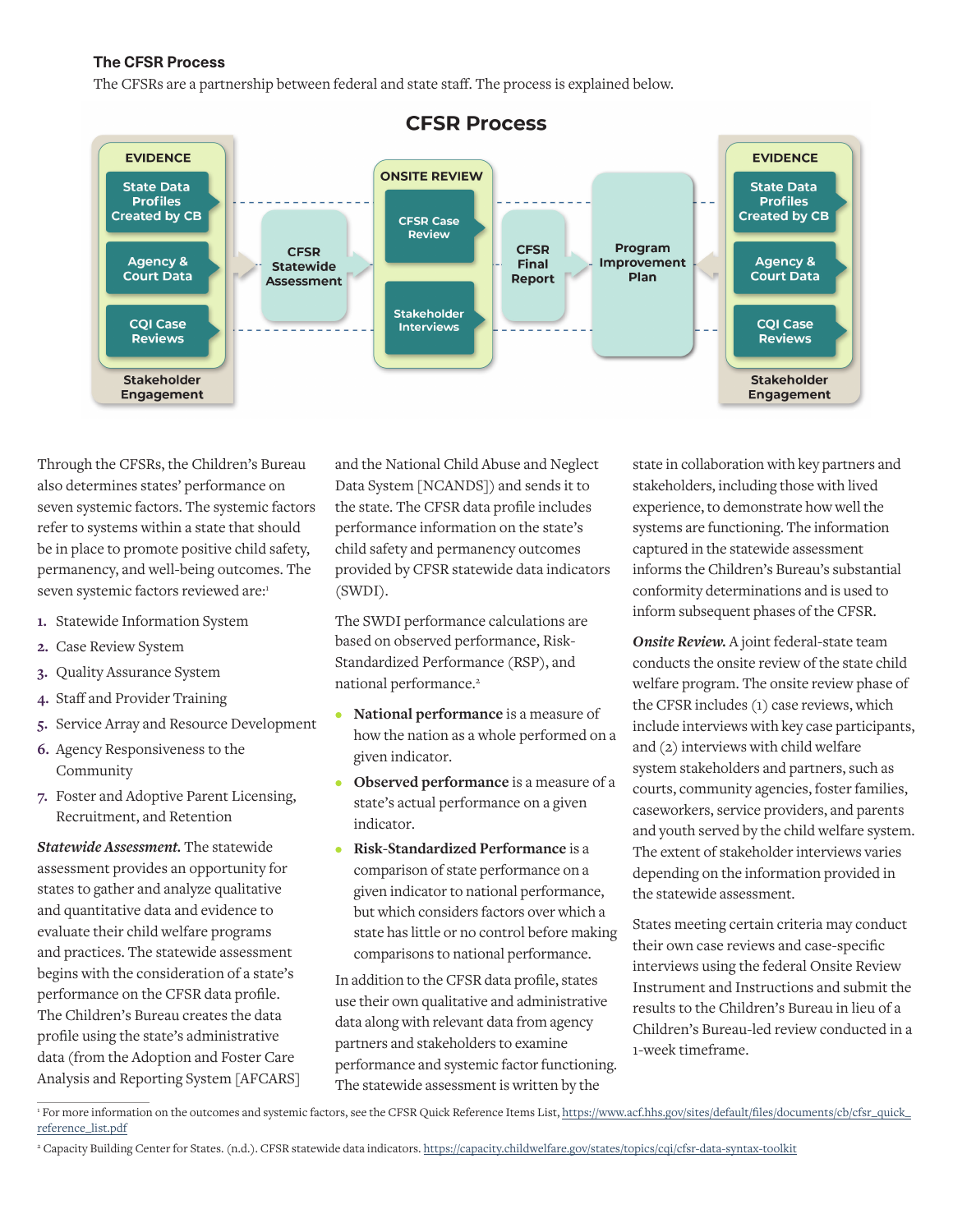### The CFSR Process

The CFSRs are a partnership between federal and state staff. The process is explained below.

**CFSR Process**

EVIDENCE: State Data Profiles Created by CB; Agency & Court Data; CQI Case Reviews — Stakeholder Engagement

CFSR Statewide Assessment

ONSITE REVIEW: CFSR Case Review; Stakeholder Interviews

CFSR Final Report

Program Improvement Plan

EVIDENCE: State Data Profiles Created by CB; Agency & Court Data; CQI Case Reviews — Stakeholder Engagement

Through the CFSRs, the Children's Bureau also determines states' performance on seven systemic factors. The systemic factors refer to systems within a state that should be in place to promote positive child safety, permanency, and well-being outcomes. The seven systemic factors reviewed are:[1]

1. Statewide Information System
2. Case Review System
3. Quality Assurance System
4. Staff and Provider Training
5. Service Array and Resource Development
6. Agency Responsiveness to the Community
7. Foster and Adoptive Parent Licensing, Recruitment, and Retention

***Statewide Assessment.*** The statewide assessment provides an opportunity for states to gather and analyze qualitative and quantitative data and evidence to evaluate their child welfare programs and practices. The statewide assessment begins with the consideration of a state's performance on the CFSR data profile. The Children's Bureau creates the data profile using the state's administrative data (from the Adoption and Foster Care Analysis and Reporting System [AFCARS] and the National Child Abuse and Neglect Data System [NCANDS]) and sends it to the state. The CFSR data profile includes performance information on the state's child safety and permanency outcomes provided by CFSR statewide data indicators (SWDI).

The SWDI performance calculations are based on observed performance, Risk-Standardized Performance (RSP), and national performance.[2]

- **National performance** is a measure of how the nation as a whole performed on a given indicator.
- **Observed performance** is a measure of a state's actual performance on a given indicator.
- **Risk-Standardized Performance** is a comparison of state performance on a given indicator to national performance, but which considers factors over which a state has little or no control before making comparisons to national performance.

In addition to the CFSR data profile, states use their own qualitative and administrative data along with relevant data from agency partners and stakeholders to examine performance and systemic factor functioning. The statewide assessment is written by the state in collaboration with key partners and stakeholders, including those with lived experience, to demonstrate how well the systems are functioning. The information captured in the statewide assessment informs the Children's Bureau's substantial conformity determinations and is used to inform subsequent phases of the CFSR.

***Onsite Review.*** A joint federal-state team conducts the onsite review of the state child welfare program. The onsite review phase of the CFSR includes (1) case reviews, which include interviews with key case participants, and (2) interviews with child welfare system stakeholders and partners, such as courts, community agencies, foster families, caseworkers, service providers, and parents and youth served by the child welfare system. The extent of stakeholder interviews varies depending on the information provided in the statewide assessment.

States meeting certain criteria may conduct their own case reviews and case-specific interviews using the federal Onsite Review Instrument and Instructions and submit the results to the Children's Bureau in lieu of a Children's Bureau-led review conducted in a 1-week timeframe.

---

[1] For more information on the outcomes and systemic factors, see the CFSR Quick Reference Items List, https://www.acf.hhs.gov/sites/default/files/documents/cb/cfsr_quick_reference_list.pdf

[2] Capacity Building Center for States. (n.d.). CFSR statewide data indicators. https://capacity.childwelfare.gov/states/topics/cqi/cfsr-data-syntax-toolkit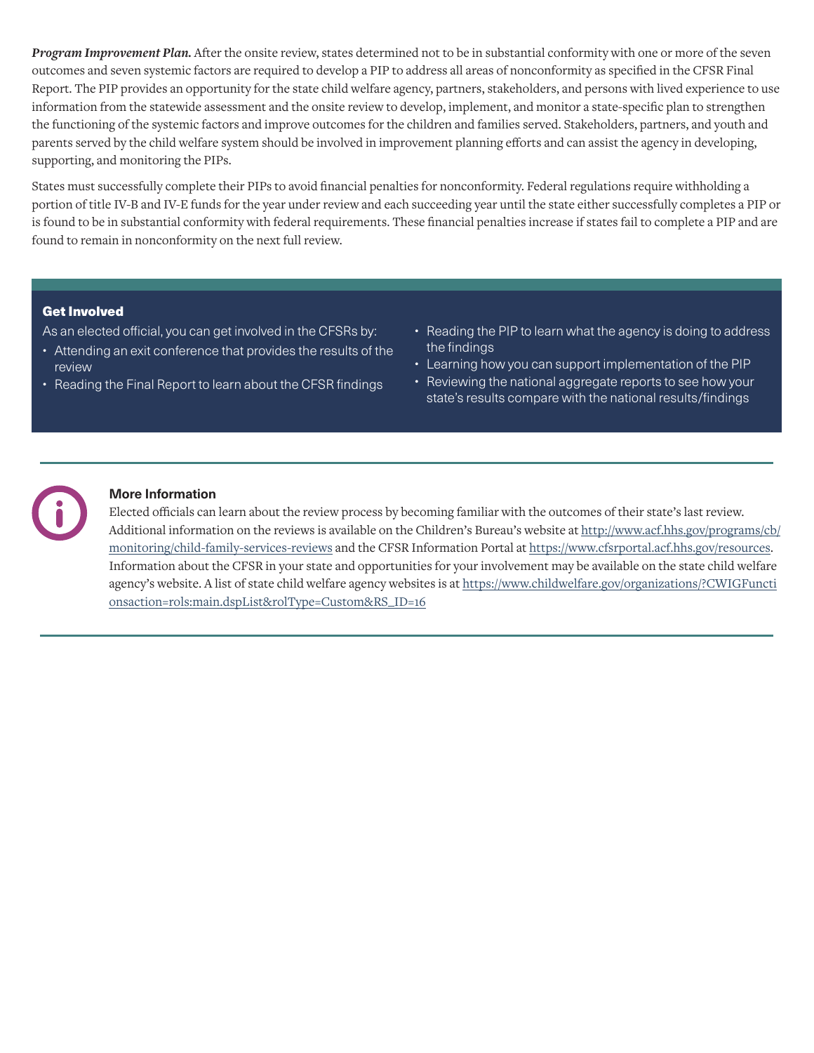***Program Improvement Plan.*** After the onsite review, states determined not to be in substantial conformity with one or more of the seven outcomes and seven systemic factors are required to develop a PIP to address all areas of nonconformity as specified in the CFSR Final Report. The PIP provides an opportunity for the state child welfare agency, partners, stakeholders, and persons with lived experience to use information from the statewide assessment and the onsite review to develop, implement, and monitor a state-specific plan to strengthen the functioning of the systemic factors and improve outcomes for the children and families served. Stakeholders, partners, and youth and parents served by the child welfare system should be involved in improvement planning efforts and can assist the agency in developing, supporting, and monitoring the PIPs.

States must successfully complete their PIPs to avoid financial penalties for nonconformity. Federal regulations require withholding a portion of title IV-B and IV-E funds for the year under review and each succeeding year until the state either successfully completes a PIP or is found to be in substantial conformity with federal requirements. These financial penalties increase if states fail to complete a PIP and are found to remain in nonconformity on the next full review.

**Get Involved**

As an elected official, you can get involved in the CFSRs by:

- Attending an exit conference that provides the results of the review
- Reading the Final Report to learn about the CFSR findings
- Reading the PIP to learn what the agency is doing to address the findings
- Learning how you can support implementation of the PIP
- Reviewing the national aggregate reports to see how your state's results compare with the national results/findings

**More Information**

Elected officials can learn about the review process by becoming familiar with the outcomes of their state's last review. Additional information on the reviews is available on the Children's Bureau's website at http://www.acf.hhs.gov/programs/cb/monitoring/child-family-services-reviews and the CFSR Information Portal at https://www.cfsrportal.acf.hhs.gov/resources. Information about the CFSR in your state and opportunities for your involvement may be available on the state child welfare agency's website. A list of state child welfare agency websites is at https://www.childwelfare.gov/organizations/?CWIGFunctionsaction=rols:main.dspList&rolType=Custom&RS_ID=16